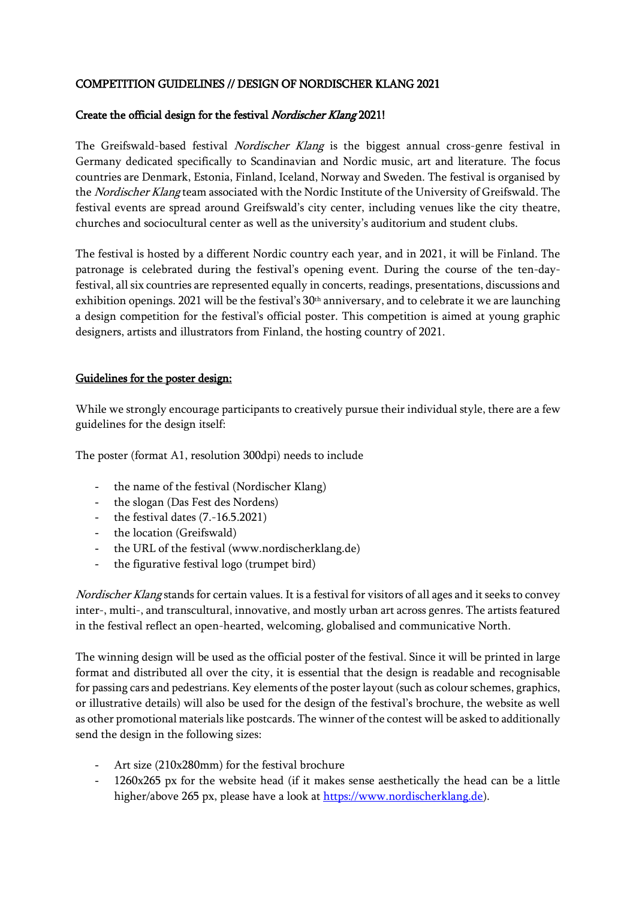# COMPETITION GUIDELINES // DESIGN OF NORDISCHER KLANG 2021

## Create the official design for the festival *Nordischer Klang* 2021!

The Greifswald-based festival *Nordischer Klang* is the biggest annual cross-genre festival in Germany dedicated specifically to Scandinavian and Nordic music, art and literature. The focus countries are Denmark, Estonia, Finland, Iceland, Norway and Sweden. The festival is organised by the *Nordischer Klang* team associated with the Nordic Institute of the University of Greifswald. The festival events are spread around Greifswald's city center, including venues like the city theatre, churches and sociocultural center as well as the university's auditorium and student clubs.

The festival is hosted by a different Nordic country each year, and in 2021, it will be Finland. The patronage is celebrated during the festival's opening event. During the course of the ten-day-festival, all six countries are represented equally in concerts, readings, presentations, discussions and exhibition openings. 2021 will be the festival's 30th anniversary, and to celebrate it we are launching a design competition for the festival's official poster. This competition is aimed at young graphic designers, artists and illustrators from Finland, the hosting country of 2021.

## Guidelines for the poster design:

While we strongly encourage participants to creatively pursue their individual style, there are a few guidelines for the design itself:

The poster (format A1, resolution 300dpi) needs to include

- the name of the festival (Nordischer Klang)
- the slogan (Das Fest des Nordens)
- the festival dates (7.-16.5.2021)
- the location (Greifswald)
- the URL of the festival (www.nordischerklang.de)
- the figurative festival logo (trumpet bird)

*Nordischer Klang* stands for certain values. It is a festival for visitors of all ages and it seeks to convey inter-, multi-, and transcultural, innovative, and mostly urban art across genres. The artists featured in the festival reflect an open-hearted, welcoming, globalised and communicative North.

The winning design will be used as the official poster of the festival. Since it will be printed in large format and distributed all over the city, it is essential that the design is readable and recognisable for passing cars and pedestrians. Key elements of the poster layout (such as colour schemes, graphics, or illustrative details) will also be used for the design of the festival's brochure, the website as well as other promotional materials like postcards. The winner of the contest will be asked to additionally send the design in the following sizes:

- Art size (210x280mm) for the festival brochure
- 1260x265 px for the website head (if it makes sense aesthetically the head can be a little higher/above 265 px, please have a look at https://www.nordischerklang.de).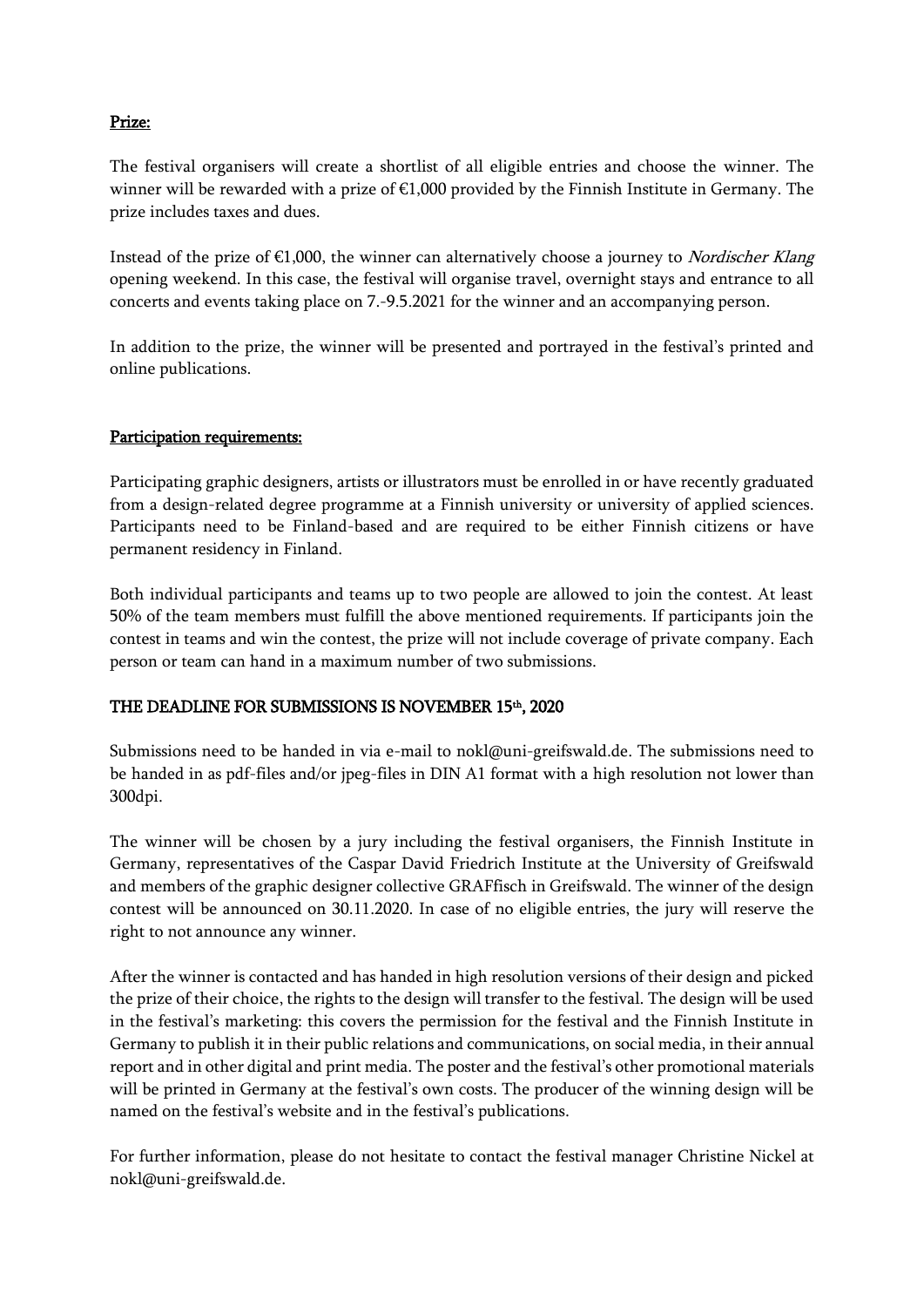**Prize:**

The festival organisers will create a shortlist of all eligible entries and choose the winner. The winner will be rewarded with a prize of €1,000 provided by the Finnish Institute in Germany. The prize includes taxes and dues.

Instead of the prize of €1,000, the winner can alternatively choose a journey to *Nordischer Klang* opening weekend. In this case, the festival will organise travel, overnight stays and entrance to all concerts and events taking place on 7.-9.5.2021 for the winner and an accompanying person.

In addition to the prize, the winner will be presented and portrayed in the festival's printed and online publications.

**Participation requirements:**

Participating graphic designers, artists or illustrators must be enrolled in or have recently graduated from a design-related degree programme at a Finnish university or university of applied sciences. Participants need to be Finland-based and are required to be either Finnish citizens or have permanent residency in Finland.

Both individual participants and teams up to two people are allowed to join the contest. At least 50% of the team members must fulfill the above mentioned requirements. If participants join the contest in teams and win the contest, the prize will not include coverage of private company. Each person or team can hand in a maximum number of two submissions.

**THE DEADLINE FOR SUBMISSIONS IS NOVEMBER 15th, 2020**

Submissions need to be handed in via e-mail to nokl@uni-greifswald.de. The submissions need to be handed in as pdf-files and/or jpeg-files in DIN A1 format with a high resolution not lower than 300dpi.

The winner will be chosen by a jury including the festival organisers, the Finnish Institute in Germany, representatives of the Caspar David Friedrich Institute at the University of Greifswald and members of the graphic designer collective GRAFfisch in Greifswald. The winner of the design contest will be announced on 30.11.2020. In case of no eligible entries, the jury will reserve the right to not announce any winner.

After the winner is contacted and has handed in high resolution versions of their design and picked the prize of their choice, the rights to the design will transfer to the festival. The design will be used in the festival's marketing: this covers the permission for the festival and the Finnish Institute in Germany to publish it in their public relations and communications, on social media, in their annual report and in other digital and print media. The poster and the festival's other promotional materials will be printed in Germany at the festival's own costs. The producer of the winning design will be named on the festival's website and in the festival's publications.

For further information, please do not hesitate to contact the festival manager Christine Nickel at nokl@uni-greifswald.de.